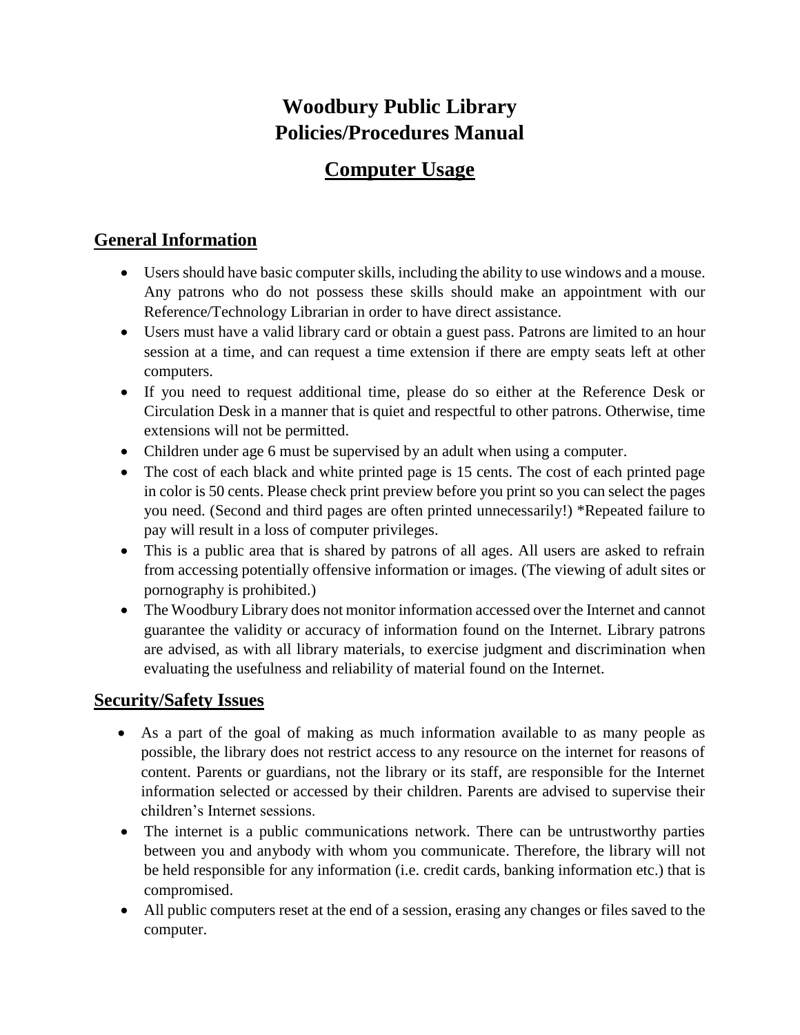# Woodbury Public Library
# Policies/Procedures Manual

## Computer Usage

## General Information

- Users should have basic computer skills, including the ability to use windows and a mouse. Any patrons who do not possess these skills should make an appointment with our Reference/Technology Librarian in order to have direct assistance.
- Users must have a valid library card or obtain a guest pass. Patrons are limited to an hour session at a time, and can request a time extension if there are empty seats left at other computers.
- If you need to request additional time, please do so either at the Reference Desk or Circulation Desk in a manner that is quiet and respectful to other patrons. Otherwise, time extensions will not be permitted.
- Children under age 6 must be supervised by an adult when using a computer.
- The cost of each black and white printed page is 15 cents. The cost of each printed page in color is 50 cents. Please check print preview before you print so you can select the pages you need. (Second and third pages are often printed unnecessarily!) *Repeated failure to pay will result in a loss of computer privileges.
- This is a public area that is shared by patrons of all ages. All users are asked to refrain from accessing potentially offensive information or images. (The viewing of adult sites or pornography is prohibited.)
- The Woodbury Library does not monitor information accessed over the Internet and cannot guarantee the validity or accuracy of information found on the Internet. Library patrons are advised, as with all library materials, to exercise judgment and discrimination when evaluating the usefulness and reliability of material found on the Internet.

## Security/Safety Issues

- As a part of the goal of making as much information available to as many people as possible, the library does not restrict access to any resource on the internet for reasons of content. Parents or guardians, not the library or its staff, are responsible for the Internet information selected or accessed by their children. Parents are advised to supervise their children's Internet sessions.
- The internet is a public communications network. There can be untrustworthy parties between you and anybody with whom you communicate. Therefore, the library will not be held responsible for any information (i.e. credit cards, banking information etc.) that is compromised.
- All public computers reset at the end of a session, erasing any changes or files saved to the computer.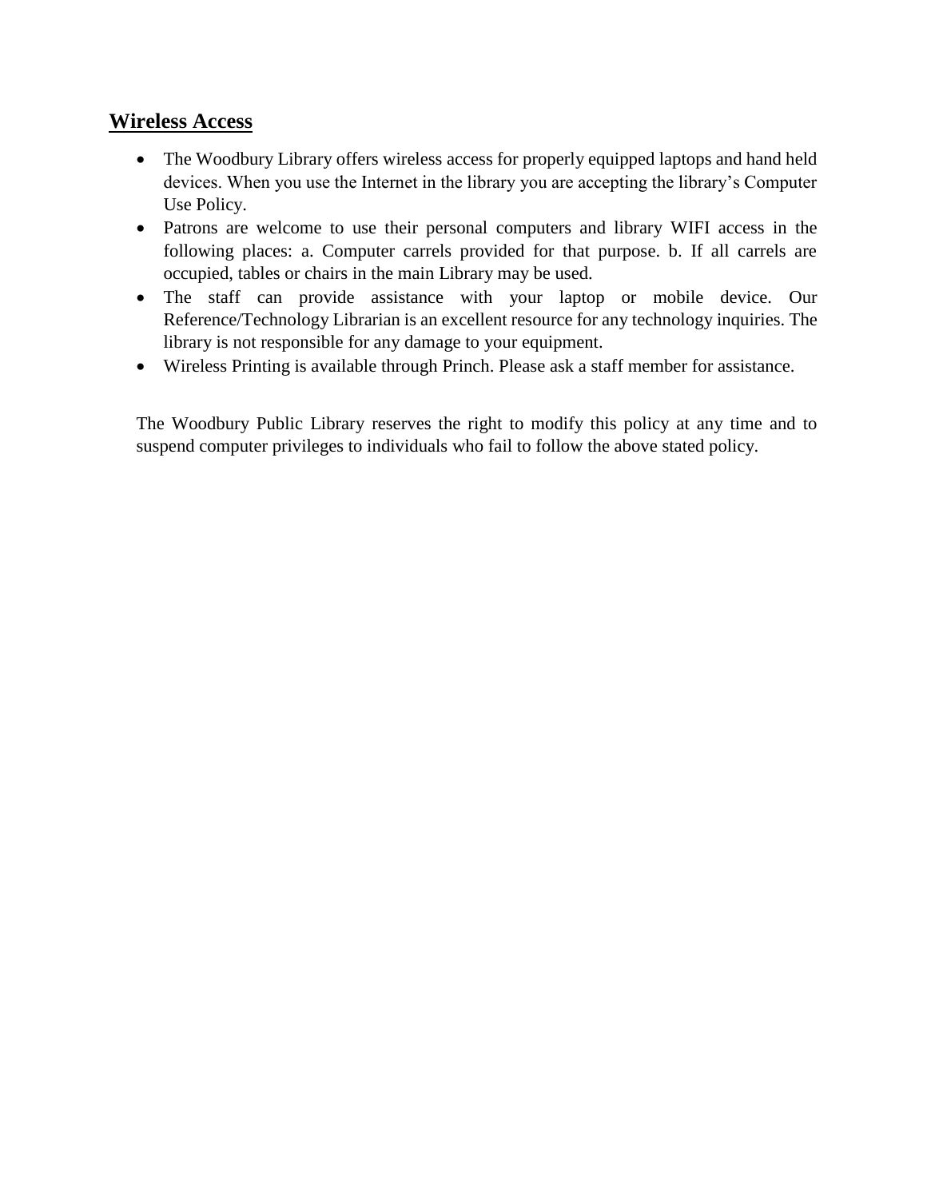## **Wireless Access**

- The Woodbury Library offers wireless access for properly equipped laptops and hand held devices. When you use the Internet in the library you are accepting the library's Computer Use Policy.
- Patrons are welcome to use their personal computers and library WIFI access in the following places: a. Computer carrels provided for that purpose. b. If all carrels are occupied, tables or chairs in the main Library may be used.
- The staff can provide assistance with your laptop or mobile device. Our Reference/Technology Librarian is an excellent resource for any technology inquiries. The library is not responsible for any damage to your equipment.
- Wireless Printing is available through Princh. Please ask a staff member for assistance.

The Woodbury Public Library reserves the right to modify this policy at any time and to suspend computer privileges to individuals who fail to follow the above stated policy.